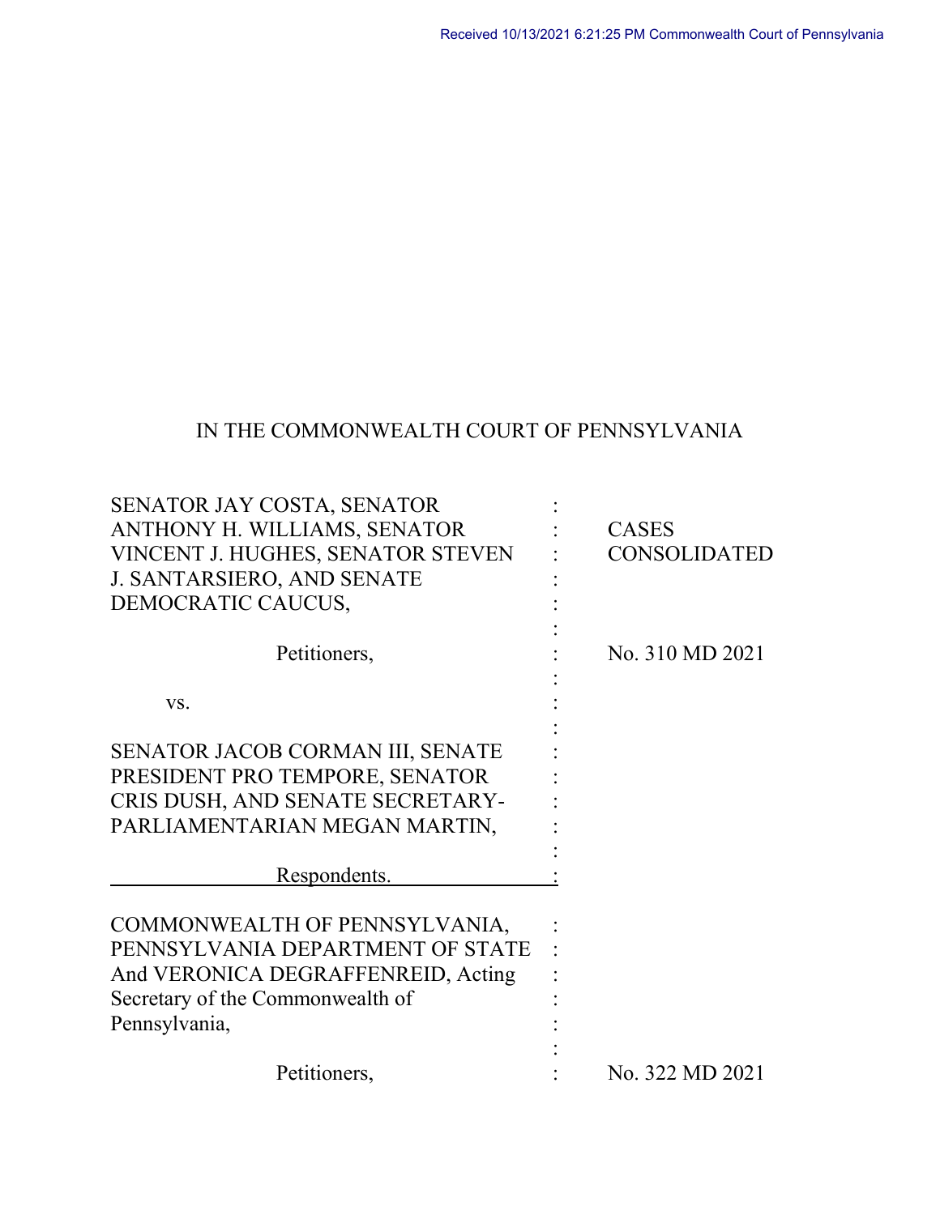Received 10/13/2021 6:21:25 PM Commonwealth Court of Pennsylvania

# IN THE COMMONWEALTH COURT OF PENNSYLVANIA

| | | |
|---|---|---|
| SENATOR JAY COSTA, SENATOR ANTHONY H. WILLIAMS, SENATOR VINCENT J. HUGHES, SENATOR STEVEN J. SANTARSIERO, AND SENATE DEMOCRATIC CAUCUS, | : | CASES CONSOLIDATED |
| Petitioners, | : | No. 310 MD 2021 |
| vs. | : | |
| SENATOR JACOB CORMAN III, SENATE PRESIDENT PRO TEMPORE, SENATOR CRIS DUSH, AND SENATE SECRETARY-PARLIAMENTARIAN MEGAN MARTIN, | : | |
| Respondents. | : | |
| COMMONWEALTH OF PENNSYLVANIA, PENNSYLVANIA DEPARTMENT OF STATE And VERONICA DEGRAFFENREID, Acting Secretary of the Commonwealth of Pennsylvania, | : | |
| Petitioners, | : | No. 322 MD 2021 |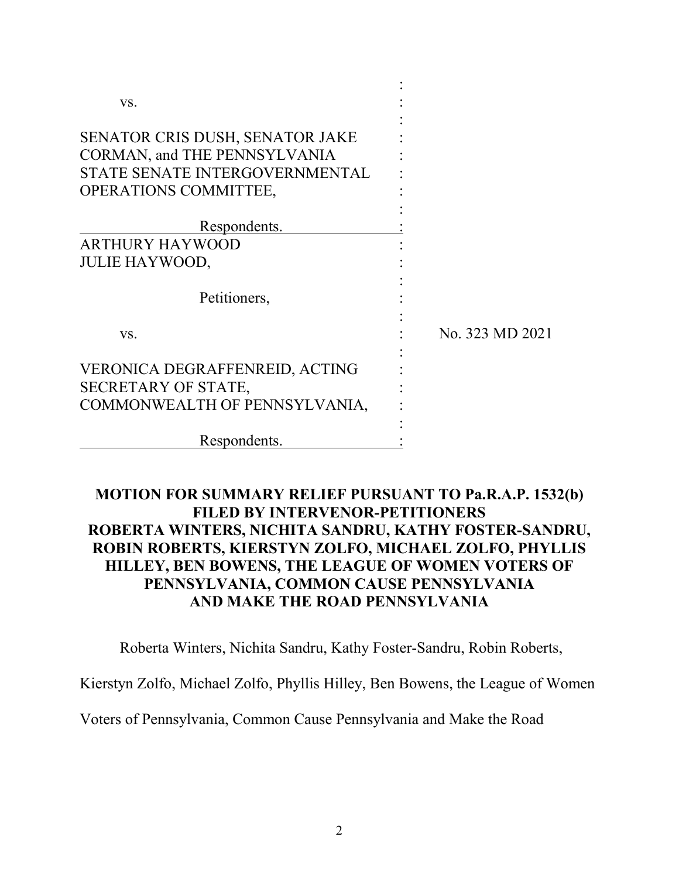vs.

SENATOR CRIS DUSH, SENATOR JAKE CORMAN, and THE PENNSYLVANIA STATE SENATE INTERGOVERNMENTAL OPERATIONS COMMITTEE,

Respondents.

ARTHURY HAYWOOD
JULIE HAYWOOD,

Petitioners,

vs. No. 323 MD 2021

VERONICA DEGRAFFENREID, ACTING SECRETARY OF STATE, COMMONWEALTH OF PENNSYLVANIA,

Respondents.

**MOTION FOR SUMMARY RELIEF PURSUANT TO Pa.R.A.P. 1532(b) FILED BY INTERVENOR-PETITIONERS ROBERTA WINTERS, NICHITA SANDRU, KATHY FOSTER-SANDRU, ROBIN ROBERTS, KIERSTYN ZOLFO, MICHAEL ZOLFO, PHYLLIS HILLEY, BEN BOWENS, THE LEAGUE OF WOMEN VOTERS OF PENNSYLVANIA, COMMON CAUSE PENNSYLVANIA AND MAKE THE ROAD PENNSYLVANIA**

Roberta Winters, Nichita Sandru, Kathy Foster-Sandru, Robin Roberts, Kierstyn Zolfo, Michael Zolfo, Phyllis Hilley, Ben Bowens, the League of Women Voters of Pennsylvania, Common Cause Pennsylvania and Make the Road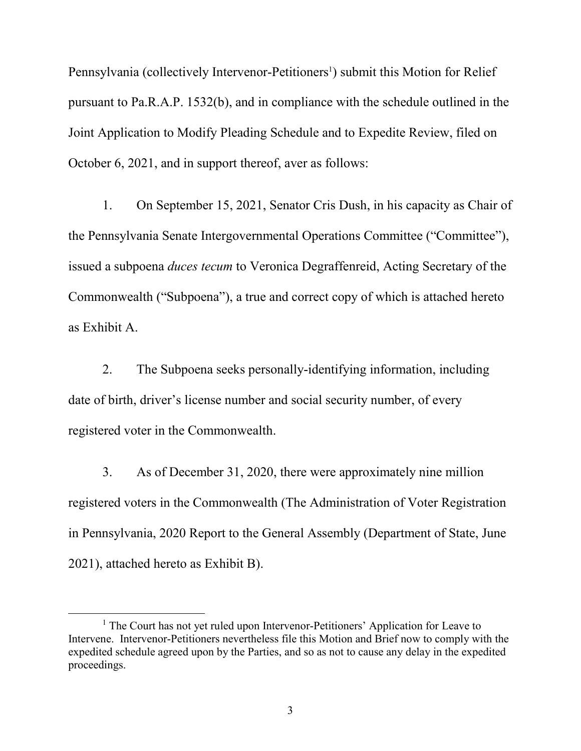Pennsylvania (collectively Intervenor-Petitioners[1]) submit this Motion for Relief pursuant to Pa.R.A.P. 1532(b), and in compliance with the schedule outlined in the Joint Application to Modify Pleading Schedule and to Expedite Review, filed on October 6, 2021, and in support thereof, aver as follows:

1. On September 15, 2021, Senator Cris Dush, in his capacity as Chair of the Pennsylvania Senate Intergovernmental Operations Committee ("Committee"), issued a subpoena *duces tecum* to Veronica Degraffenreid, Acting Secretary of the Commonwealth ("Subpoena"), a true and correct copy of which is attached hereto as Exhibit A.

2. The Subpoena seeks personally-identifying information, including date of birth, driver's license number and social security number, of every registered voter in the Commonwealth.

3. As of December 31, 2020, there were approximately nine million registered voters in the Commonwealth (The Administration of Voter Registration in Pennsylvania, 2020 Report to the General Assembly (Department of State, June 2021), attached hereto as Exhibit B).

[1] The Court has not yet ruled upon Intervenor-Petitioners' Application for Leave to Intervene. Intervenor-Petitioners nevertheless file this Motion and Brief now to comply with the expedited schedule agreed upon by the Parties, and so as not to cause any delay in the expedited proceedings.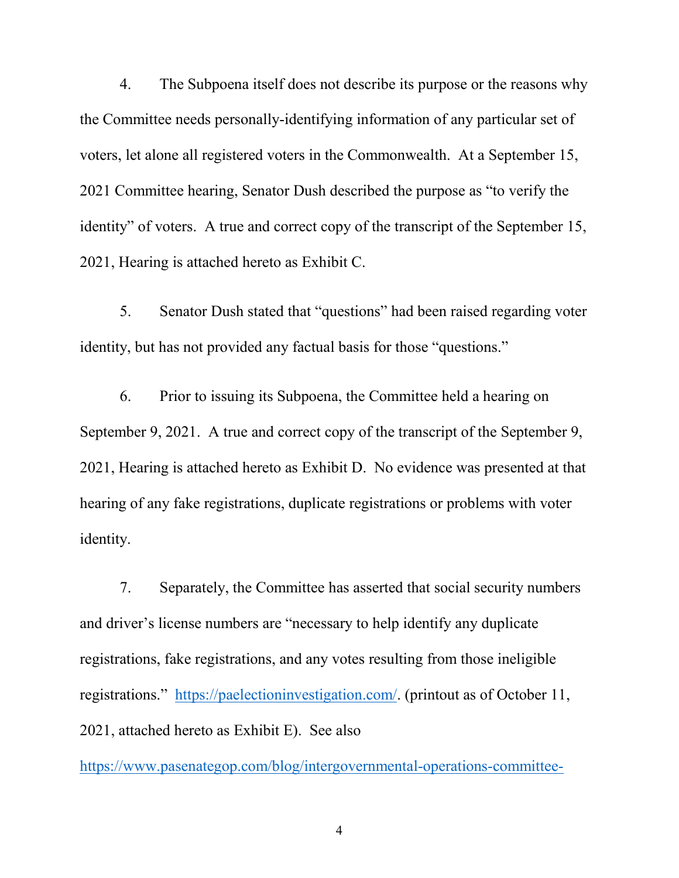4. The Subpoena itself does not describe its purpose or the reasons why the Committee needs personally-identifying information of any particular set of voters, let alone all registered voters in the Commonwealth. At a September 15, 2021 Committee hearing, Senator Dush described the purpose as "to verify the identity" of voters. A true and correct copy of the transcript of the September 15, 2021, Hearing is attached hereto as Exhibit C.

5. Senator Dush stated that "questions" had been raised regarding voter identity, but has not provided any factual basis for those "questions."

6. Prior to issuing its Subpoena, the Committee held a hearing on September 9, 2021. A true and correct copy of the transcript of the September 9, 2021, Hearing is attached hereto as Exhibit D. No evidence was presented at that hearing of any fake registrations, duplicate registrations or problems with voter identity.

7. Separately, the Committee has asserted that social security numbers and driver's license numbers are "necessary to help identify any duplicate registrations, fake registrations, and any votes resulting from those ineligible registrations." [https://paelectioninvestigation.com/](https://paelectioninvestigation.com/). (printout as of October 11, 2021, attached hereto as Exhibit E). See also https://www.pasenategop.com/blog/intergovernmental-operations-committee-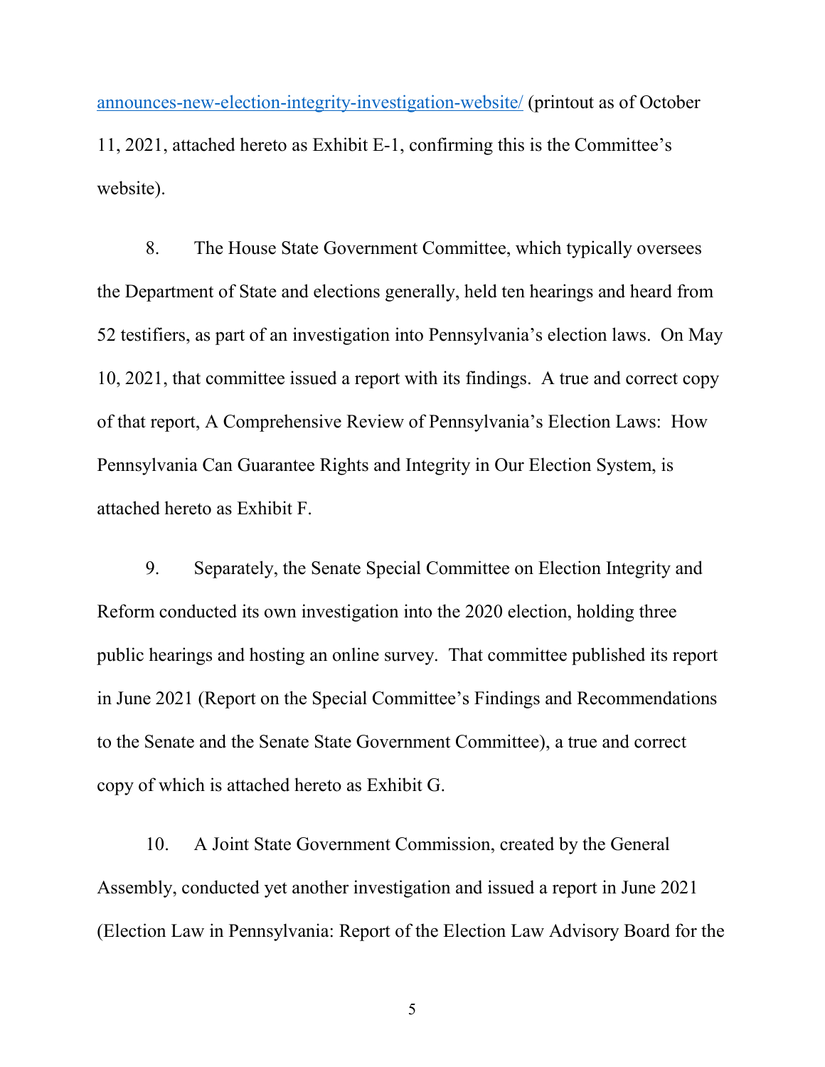announces-new-election-integrity-investigation-website/ (printout as of October 11, 2021, attached hereto as Exhibit E-1, confirming this is the Committee's website).

8. The House State Government Committee, which typically oversees the Department of State and elections generally, held ten hearings and heard from 52 testifiers, as part of an investigation into Pennsylvania's election laws. On May 10, 2021, that committee issued a report with its findings. A true and correct copy of that report, A Comprehensive Review of Pennsylvania's Election Laws: How Pennsylvania Can Guarantee Rights and Integrity in Our Election System, is attached hereto as Exhibit F.

9. Separately, the Senate Special Committee on Election Integrity and Reform conducted its own investigation into the 2020 election, holding three public hearings and hosting an online survey. That committee published its report in June 2021 (Report on the Special Committee's Findings and Recommendations to the Senate and the Senate State Government Committee), a true and correct copy of which is attached hereto as Exhibit G.

10. A Joint State Government Commission, created by the General Assembly, conducted yet another investigation and issued a report in June 2021 (Election Law in Pennsylvania: Report of the Election Law Advisory Board for the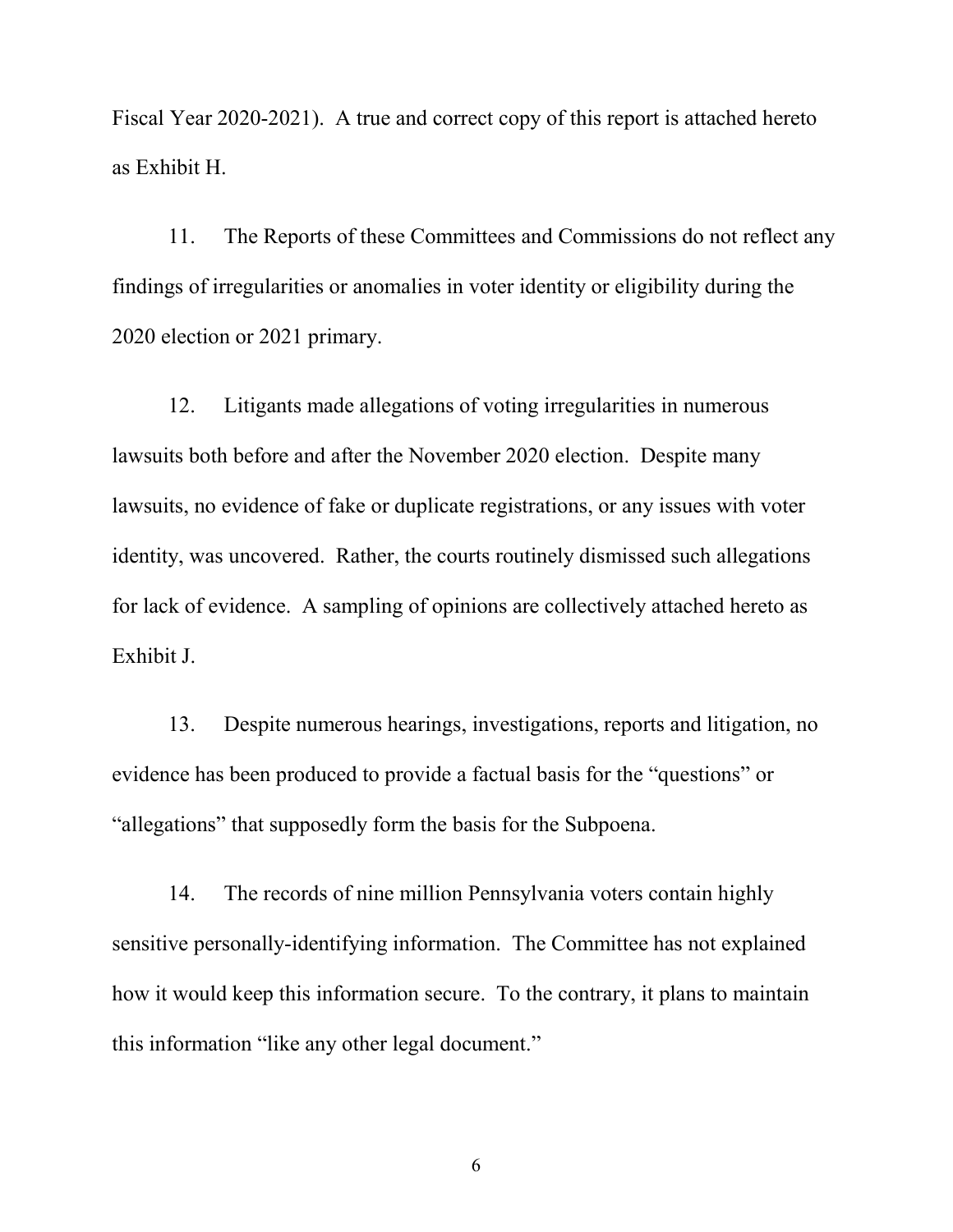Fiscal Year 2020-2021). A true and correct copy of this report is attached hereto as Exhibit H.

11. The Reports of these Committees and Commissions do not reflect any findings of irregularities or anomalies in voter identity or eligibility during the 2020 election or 2021 primary.

12. Litigants made allegations of voting irregularities in numerous lawsuits both before and after the November 2020 election. Despite many lawsuits, no evidence of fake or duplicate registrations, or any issues with voter identity, was uncovered. Rather, the courts routinely dismissed such allegations for lack of evidence. A sampling of opinions are collectively attached hereto as Exhibit J.

13. Despite numerous hearings, investigations, reports and litigation, no evidence has been produced to provide a factual basis for the "questions" or "allegations" that supposedly form the basis for the Subpoena.

14. The records of nine million Pennsylvania voters contain highly sensitive personally-identifying information. The Committee has not explained how it would keep this information secure. To the contrary, it plans to maintain this information "like any other legal document."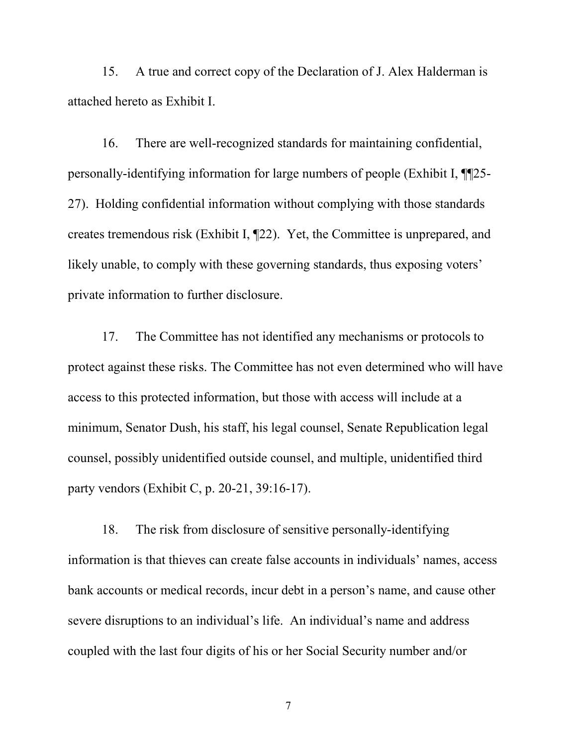15. A true and correct copy of the Declaration of J. Alex Halderman is attached hereto as Exhibit I.

16. There are well-recognized standards for maintaining confidential, personally-identifying information for large numbers of people (Exhibit I, ¶¶25-27). Holding confidential information without complying with those standards creates tremendous risk (Exhibit I, ¶22). Yet, the Committee is unprepared, and likely unable, to comply with these governing standards, thus exposing voters' private information to further disclosure.

17. The Committee has not identified any mechanisms or protocols to protect against these risks. The Committee has not even determined who will have access to this protected information, but those with access will include at a minimum, Senator Dush, his staff, his legal counsel, Senate Republication legal counsel, possibly unidentified outside counsel, and multiple, unidentified third party vendors (Exhibit C, p. 20-21, 39:16-17).

18. The risk from disclosure of sensitive personally-identifying information is that thieves can create false accounts in individuals' names, access bank accounts or medical records, incur debt in a person's name, and cause other severe disruptions to an individual's life. An individual's name and address coupled with the last four digits of his or her Social Security number and/or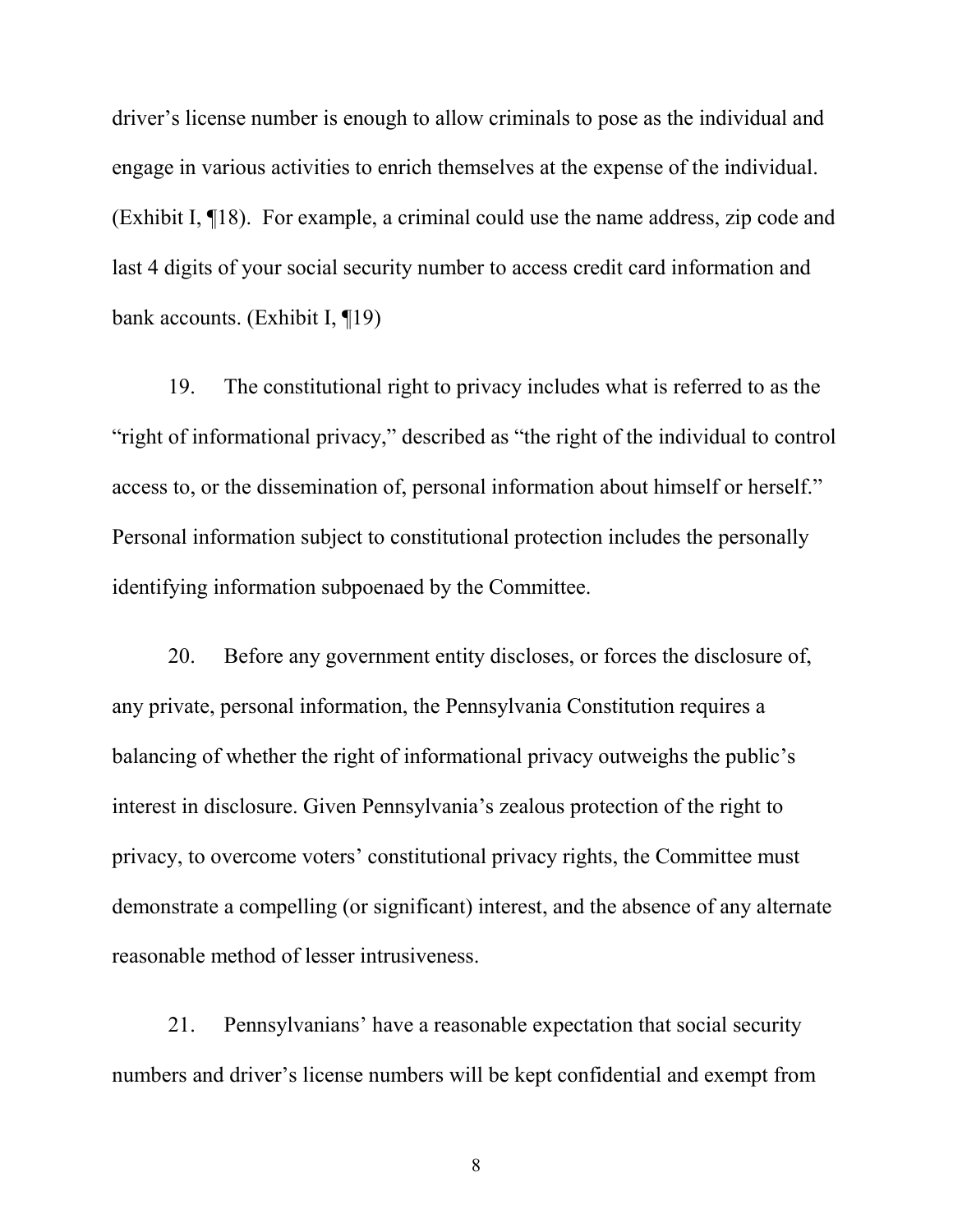driver's license number is enough to allow criminals to pose as the individual and engage in various activities to enrich themselves at the expense of the individual. (Exhibit I, ¶18). For example, a criminal could use the name address, zip code and last 4 digits of your social security number to access credit card information and bank accounts. (Exhibit I, ¶19)

19. The constitutional right to privacy includes what is referred to as the "right of informational privacy," described as "the right of the individual to control access to, or the dissemination of, personal information about himself or herself." Personal information subject to constitutional protection includes the personally identifying information subpoenaed by the Committee.

20. Before any government entity discloses, or forces the disclosure of, any private, personal information, the Pennsylvania Constitution requires a balancing of whether the right of informational privacy outweighs the public's interest in disclosure. Given Pennsylvania's zealous protection of the right to privacy, to overcome voters' constitutional privacy rights, the Committee must demonstrate a compelling (or significant) interest, and the absence of any alternate reasonable method of lesser intrusiveness.

21. Pennsylvanians' have a reasonable expectation that social security numbers and driver's license numbers will be kept confidential and exempt from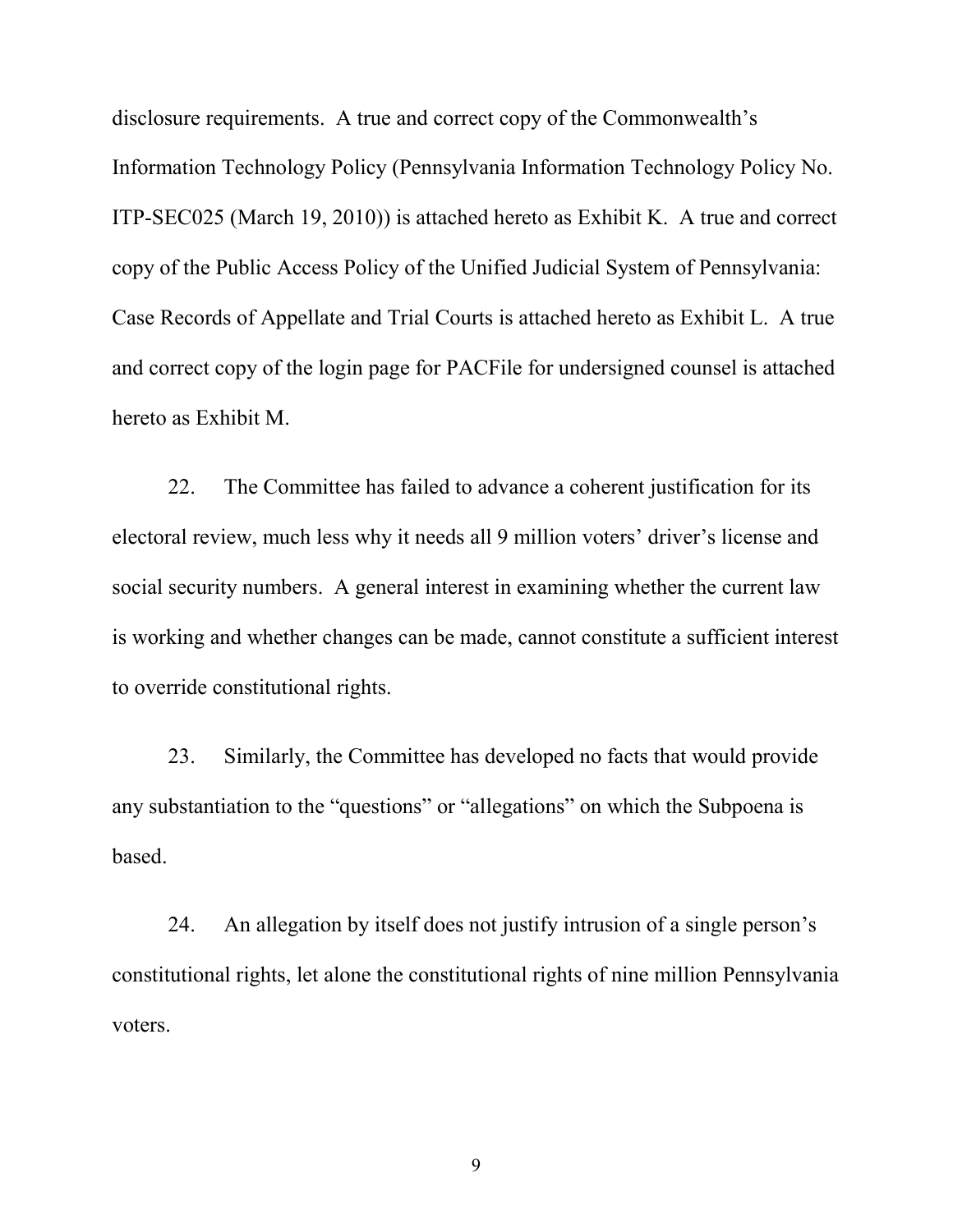disclosure requirements. A true and correct copy of the Commonwealth's Information Technology Policy (Pennsylvania Information Technology Policy No. ITP-SEC025 (March 19, 2010)) is attached hereto as Exhibit K. A true and correct copy of the Public Access Policy of the Unified Judicial System of Pennsylvania: Case Records of Appellate and Trial Courts is attached hereto as Exhibit L. A true and correct copy of the login page for PACFile for undersigned counsel is attached hereto as Exhibit M.

22. The Committee has failed to advance a coherent justification for its electoral review, much less why it needs all 9 million voters' driver's license and social security numbers. A general interest in examining whether the current law is working and whether changes can be made, cannot constitute a sufficient interest to override constitutional rights.

23. Similarly, the Committee has developed no facts that would provide any substantiation to the "questions" or "allegations" on which the Subpoena is based.

24. An allegation by itself does not justify intrusion of a single person's constitutional rights, let alone the constitutional rights of nine million Pennsylvania voters.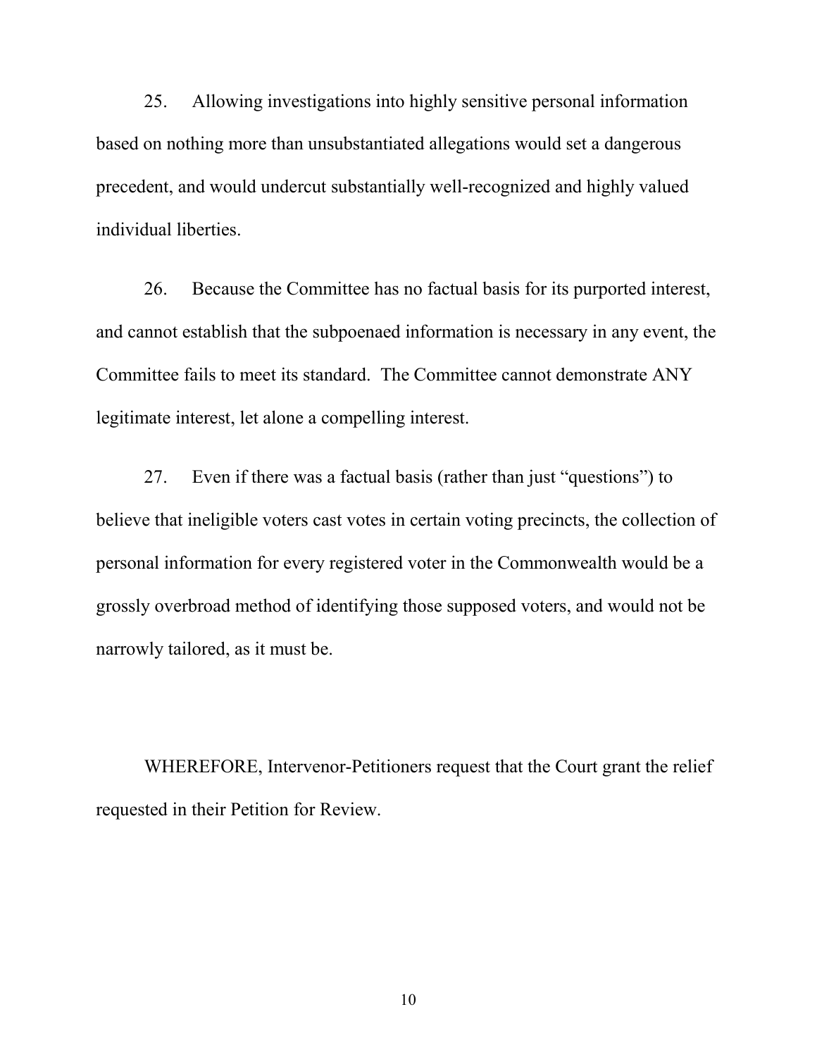25. Allowing investigations into highly sensitive personal information based on nothing more than unsubstantiated allegations would set a dangerous precedent, and would undercut substantially well-recognized and highly valued individual liberties.

26. Because the Committee has no factual basis for its purported interest, and cannot establish that the subpoenaed information is necessary in any event, the Committee fails to meet its standard. The Committee cannot demonstrate ANY legitimate interest, let alone a compelling interest.

27. Even if there was a factual basis (rather than just "questions") to believe that ineligible voters cast votes in certain voting precincts, the collection of personal information for every registered voter in the Commonwealth would be a grossly overbroad method of identifying those supposed voters, and would not be narrowly tailored, as it must be.

WHEREFORE, Intervenor-Petitioners request that the Court grant the relief requested in their Petition for Review.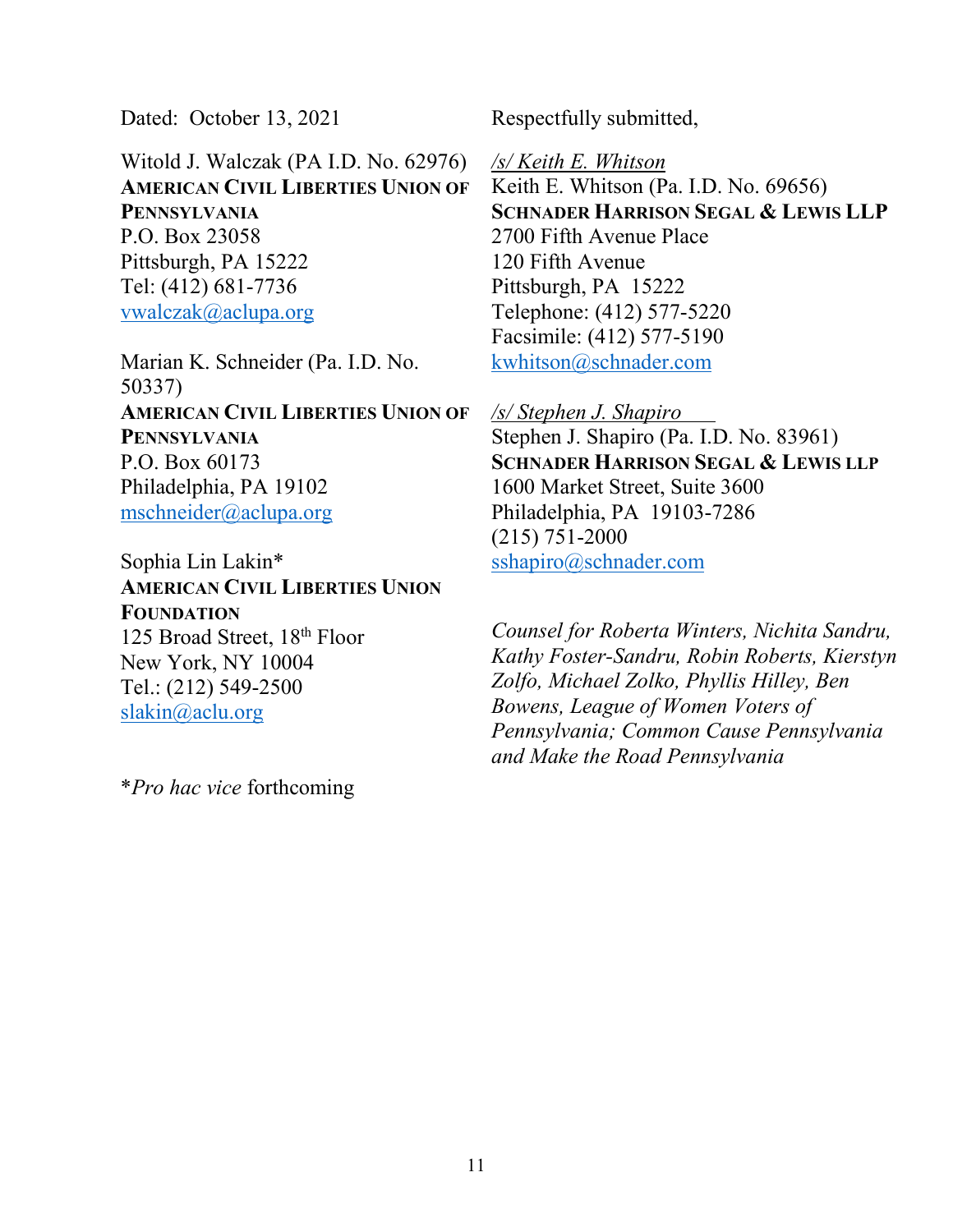Dated: October 13, 2021

Respectfully submitted,

Witold J. Walczak (PA I.D. No. 62976)
**AMERICAN CIVIL LIBERTIES UNION OF PENNSYLVANIA**
P.O. Box 23058
Pittsburgh, PA 15222
Tel: (412) 681-7736
vwalczak@aclupa.org

Marian K. Schneider (Pa. I.D. No. 50337)
**AMERICAN CIVIL LIBERTIES UNION OF PENNSYLVANIA**
P.O. Box 60173
Philadelphia, PA 19102
mschneider@aclupa.org

Sophia Lin Lakin*
**AMERICAN CIVIL LIBERTIES UNION FOUNDATION**
125 Broad Street, 18th Floor
New York, NY 10004
Tel.: (212) 549-2500
slakin@aclu.org

*\*Pro hac vice* forthcoming

*/s/ Keith E. Whitson*
Keith E. Whitson (Pa. I.D. No. 69656)
**SCHNADER HARRISON SEGAL & LEWIS LLP**
2700 Fifth Avenue Place
120 Fifth Avenue
Pittsburgh, PA 15222
Telephone: (412) 577-5220
Facsimile: (412) 577-5190
kwhitson@schnader.com

*/s/ Stephen J. Shapiro*
Stephen J. Shapiro (Pa. I.D. No. 83961)
**SCHNADER HARRISON SEGAL & LEWIS LLP**
1600 Market Street, Suite 3600
Philadelphia, PA 19103-7286
(215) 751-2000
sshapiro@schnader.com

*Counsel for Roberta Winters, Nichita Sandru, Kathy Foster-Sandru, Robin Roberts, Kierstyn Zolfo, Michael Zolko, Phyllis Hilley, Ben Bowens, League of Women Voters of Pennsylvania; Common Cause Pennsylvania and Make the Road Pennsylvania*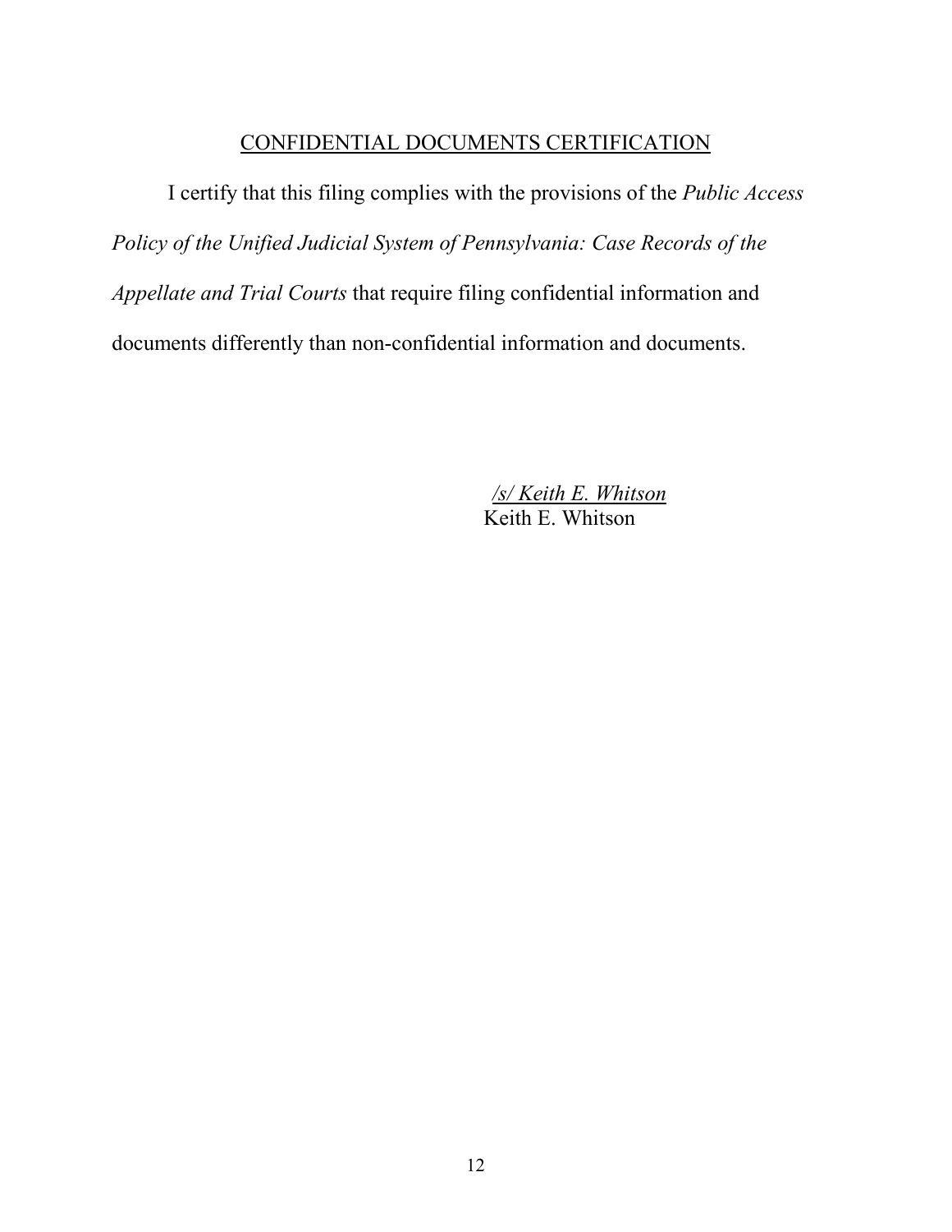## CONFIDENTIAL DOCUMENTS CERTIFICATION

I certify that this filing complies with the provisions of the *Public Access Policy of the Unified Judicial System of Pennsylvania: Case Records of the Appellate and Trial Courts* that require filing confidential information and documents differently than non-confidential information and documents.

*/s/ Keith E. Whitson*
Keith E. Whitson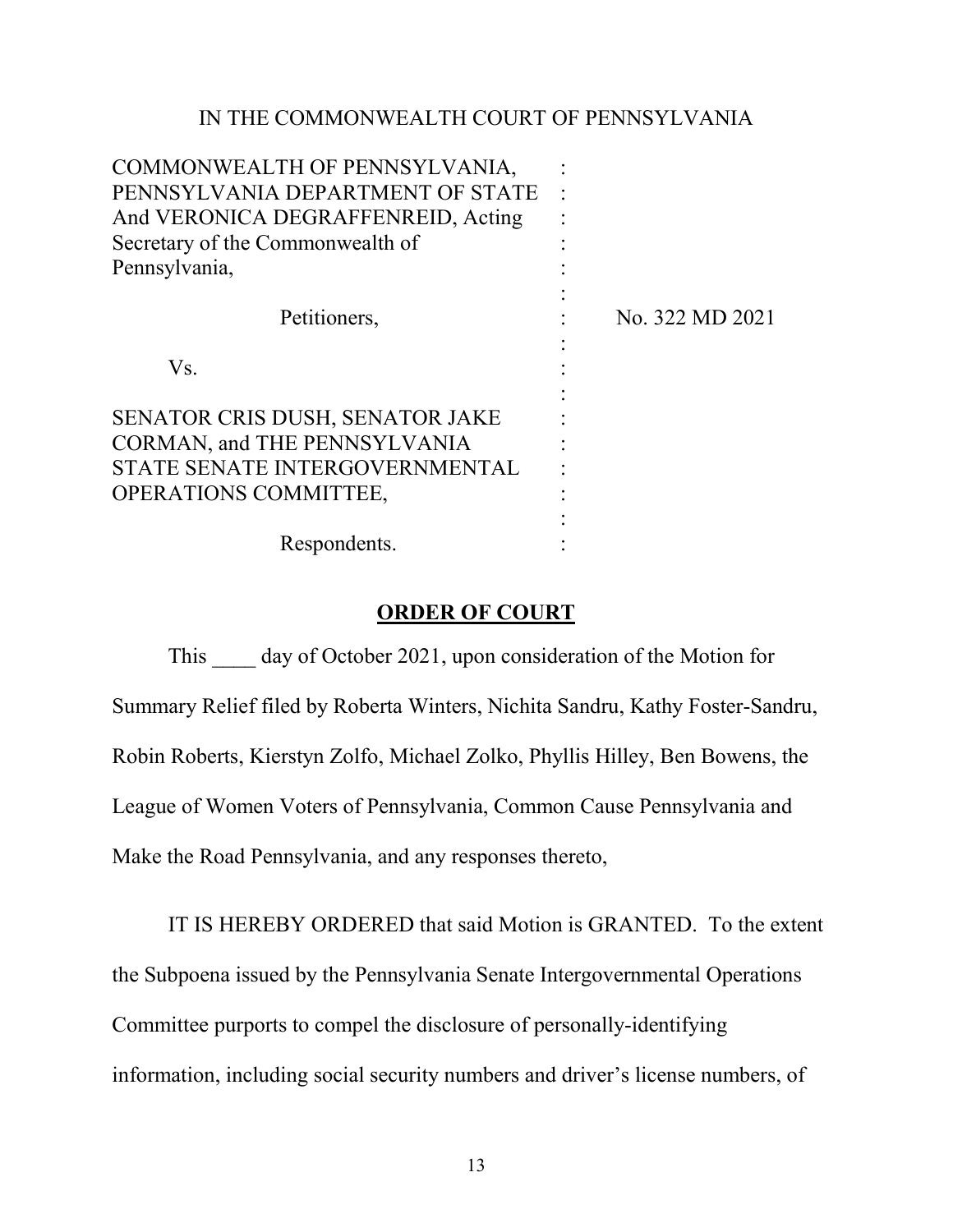IN THE COMMONWEALTH COURT OF PENNSYLVANIA

| | | |
|---|---|---|
| COMMONWEALTH OF PENNSYLVANIA, PENNSYLVANIA DEPARTMENT OF STATE And VERONICA DEGRAFFENREID, Acting Secretary of the Commonwealth of Pennsylvania, | : | |
| Petitioners, | : | No. 322 MD 2021 |
| Vs. | : | |
| SENATOR CRIS DUSH, SENATOR JAKE CORMAN, and THE PENNSYLVANIA STATE SENATE INTERGOVERNMENTAL OPERATIONS COMMITTEE, | : | |
| Respondents. | : | |

## ORDER OF COURT

This ____ day of October 2021, upon consideration of the Motion for Summary Relief filed by Roberta Winters, Nichita Sandru, Kathy Foster-Sandru, Robin Roberts, Kierstyn Zolfo, Michael Zolko, Phyllis Hilley, Ben Bowens, the League of Women Voters of Pennsylvania, Common Cause Pennsylvania and Make the Road Pennsylvania, and any responses thereto,

IT IS HEREBY ORDERED that said Motion is GRANTED. To the extent the Subpoena issued by the Pennsylvania Senate Intergovernmental Operations Committee purports to compel the disclosure of personally-identifying information, including social security numbers and driver's license numbers, of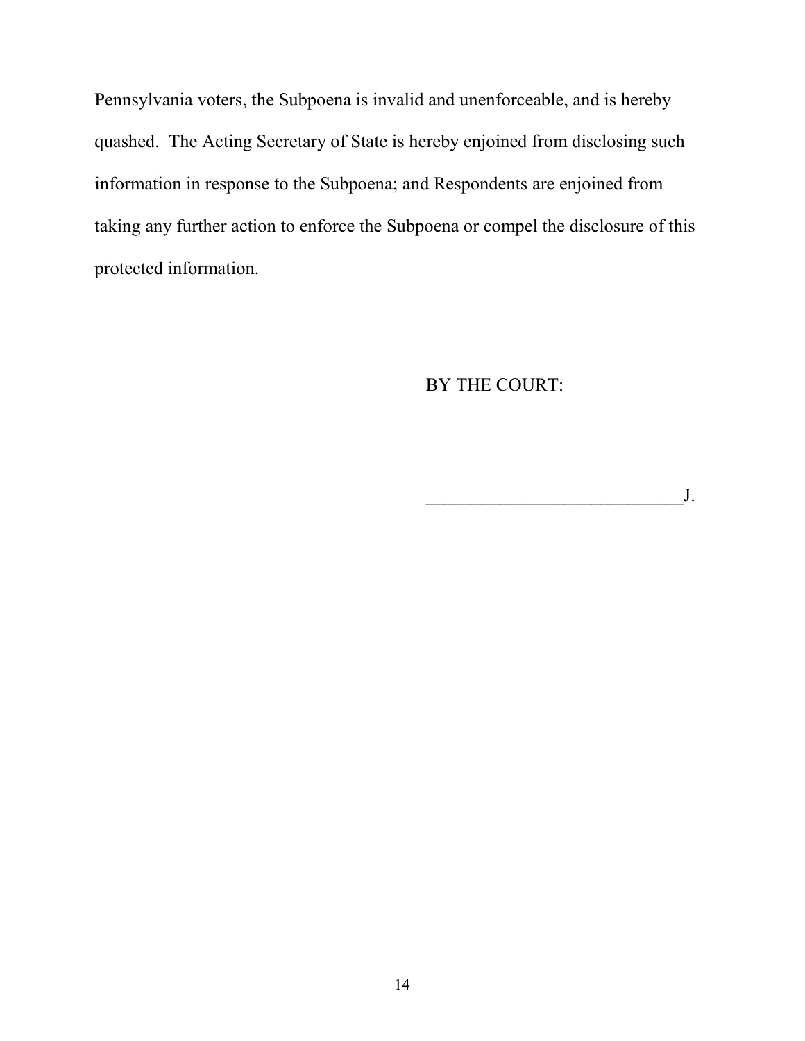Pennsylvania voters, the Subpoena is invalid and unenforceable, and is hereby quashed. The Acting Secretary of State is hereby enjoined from disclosing such information in response to the Subpoena; and Respondents are enjoined from taking any further action to enforce the Subpoena or compel the disclosure of this protected information.

BY THE COURT:

_____________________________J.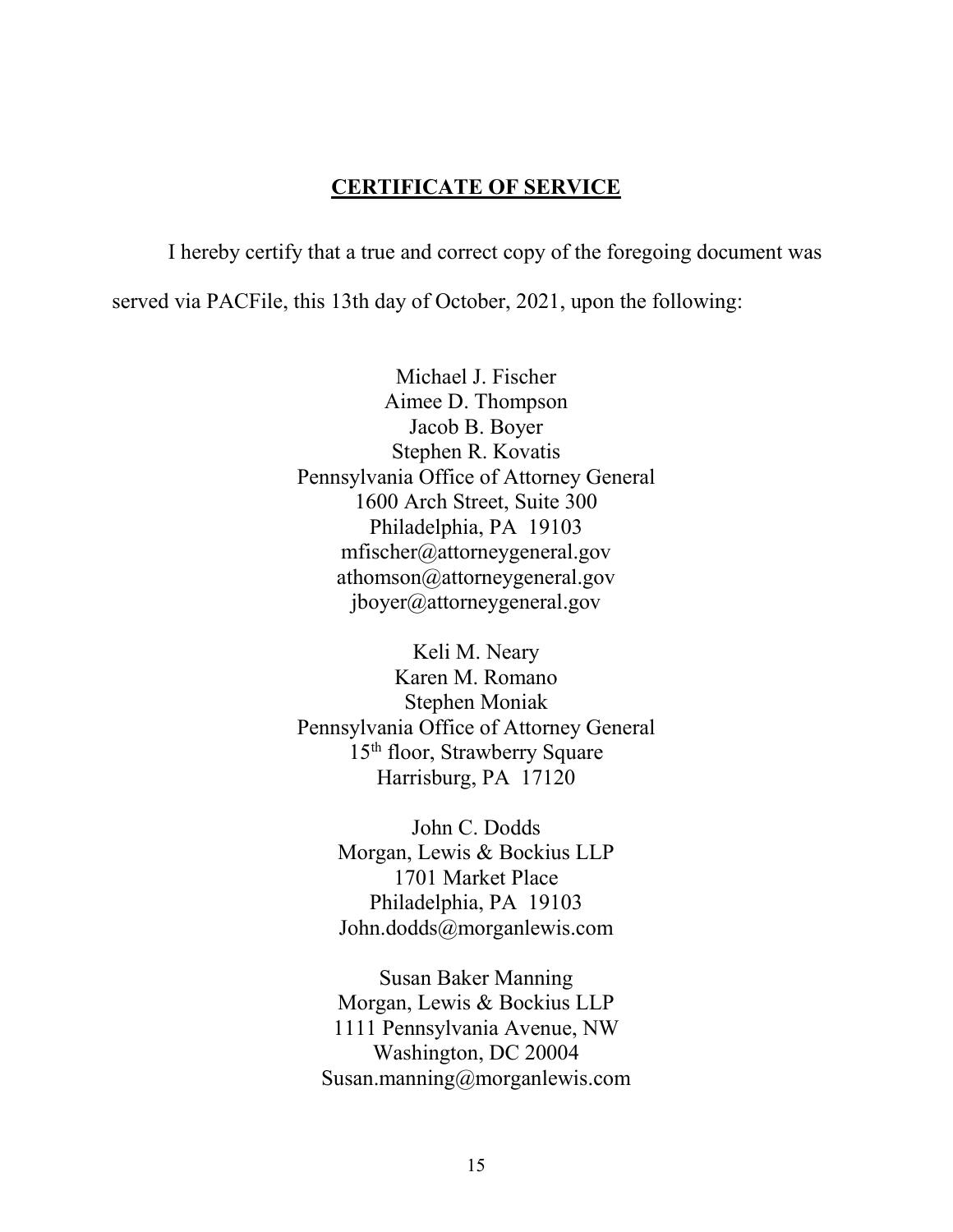## CERTIFICATE OF SERVICE

I hereby certify that a true and correct copy of the foregoing document was served via PACFile, this 13th day of October, 2021, upon the following:

Michael J. Fischer
Aimee D. Thompson
Jacob B. Boyer
Stephen R. Kovatis
Pennsylvania Office of Attorney General
1600 Arch Street, Suite 300
Philadelphia, PA 19103
mfischer@attorneygeneral.gov
athomson@attorneygeneral.gov
jboyer@attorneygeneral.gov

Keli M. Neary
Karen M. Romano
Stephen Moniak
Pennsylvania Office of Attorney General
15th floor, Strawberry Square
Harrisburg, PA 17120

John C. Dodds
Morgan, Lewis & Bockius LLP
1701 Market Place
Philadelphia, PA 19103
John.dodds@morganlewis.com

Susan Baker Manning
Morgan, Lewis & Bockius LLP
1111 Pennsylvania Avenue, NW
Washington, DC 20004
Susan.manning@morganlewis.com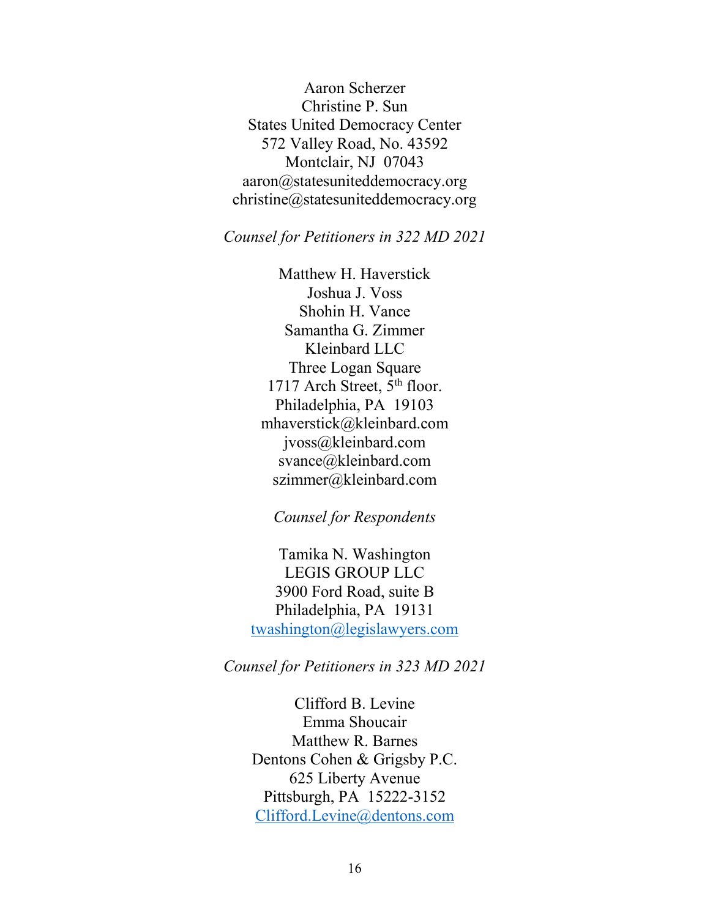Aaron Scherzer
Christine P. Sun
States United Democracy Center
572 Valley Road, No. 43592
Montclair, NJ 07043
aaron@statesuniteddemocracy.org
christine@statesuniteddemocracy.org

*Counsel for Petitioners in 322 MD 2021*

Matthew H. Haverstick
Joshua J. Voss
Shohin H. Vance
Samantha G. Zimmer
Kleinbard LLC
Three Logan Square
1717 Arch Street, 5th floor.
Philadelphia, PA 19103
mhaverstick@kleinbard.com
jvoss@kleinbard.com
svance@kleinbard.com
szimmer@kleinbard.com

*Counsel for Respondents*

Tamika N. Washington
LEGIS GROUP LLC
3900 Ford Road, suite B
Philadelphia, PA 19131
twashington@legislawyers.com

*Counsel for Petitioners in 323 MD 2021*

Clifford B. Levine
Emma Shoucair
Matthew R. Barnes
Dentons Cohen & Grigsby P.C.
625 Liberty Avenue
Pittsburgh, PA 15222-3152
Clifford.Levine@dentons.com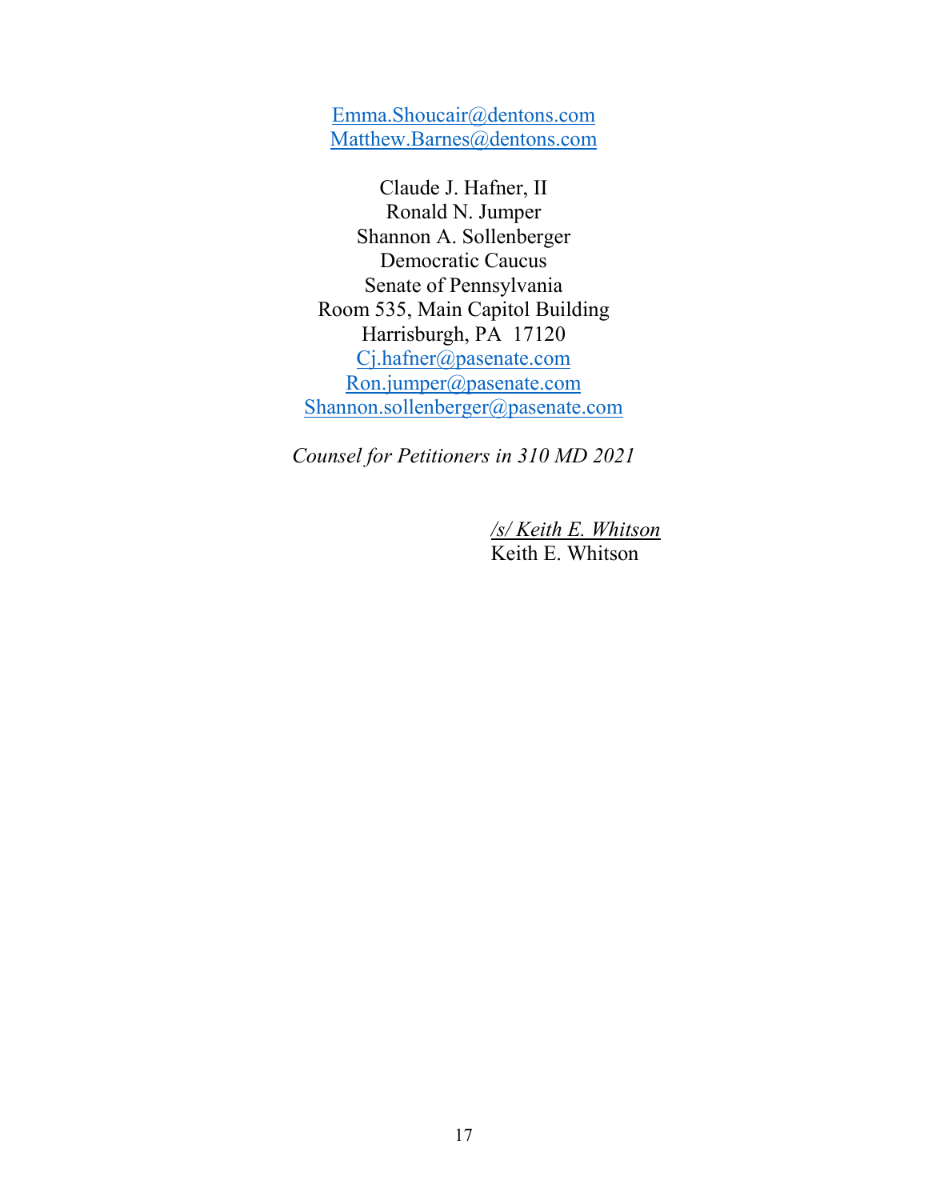Emma.Shoucair@dentons.com
Matthew.Barnes@dentons.com

Claude J. Hafner, II
Ronald N. Jumper
Shannon A. Sollenberger
Democratic Caucus
Senate of Pennsylvania
Room 535, Main Capitol Building
Harrisburgh, PA 17120
Cj.hafner@pasenate.com
Ron.jumper@pasenate.com
Shannon.sollenberger@pasenate.com

*Counsel for Petitioners in 310 MD 2021*

*/s/ Keith E. Whitson*
Keith E. Whitson